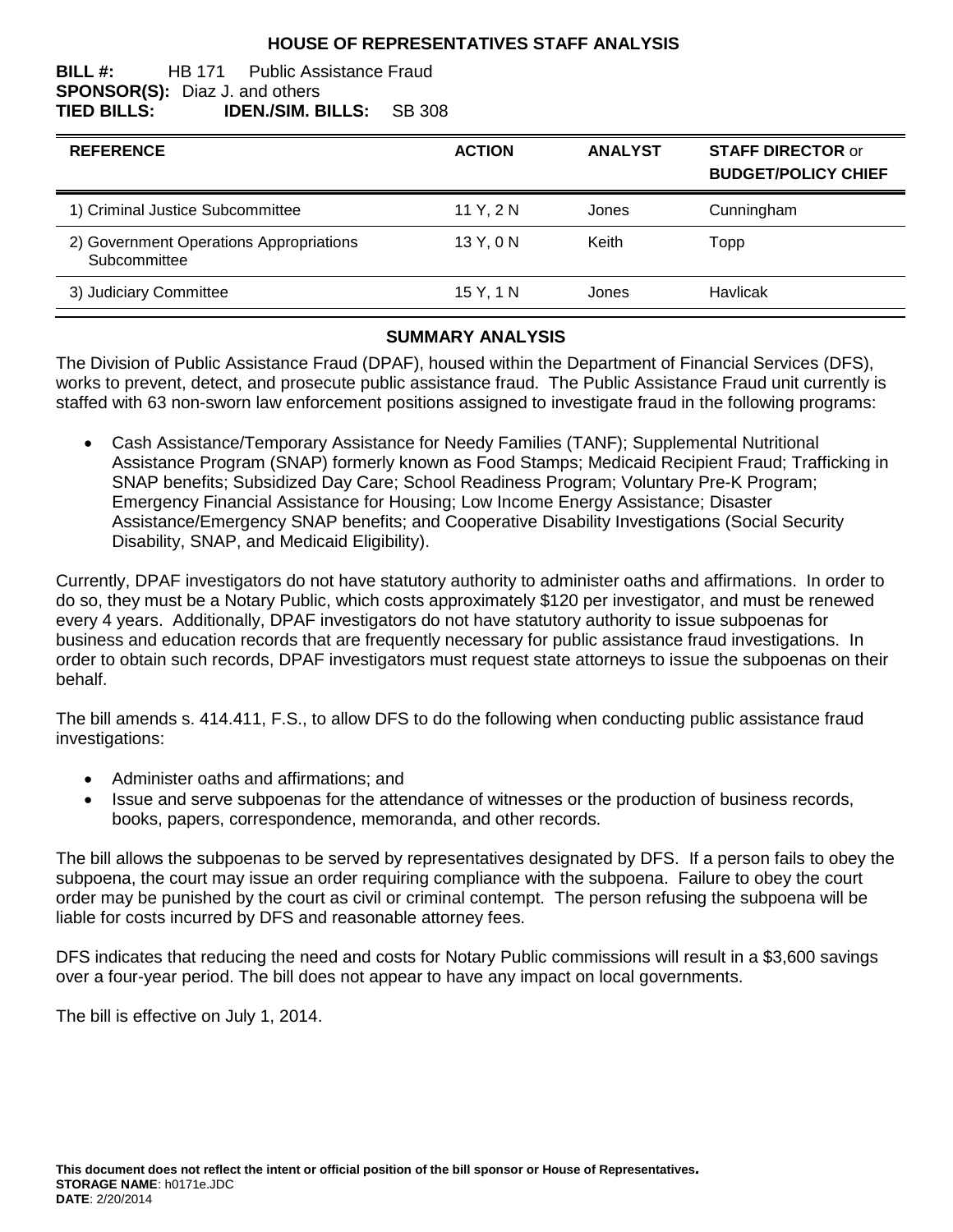# HOUSE OF REPRESENTATIVES STAFF ANALYSIS

**BILL #:** HB 171 Public Assistance Fraud
**SPONSOR(S):** Diaz J. and others
**TIED BILLS:** **IDEN./SIM. BILLS:** SB 308

| REFERENCE | ACTION | ANALYST | STAFF DIRECTOR or BUDGET/POLICY CHIEF |
|---|---|---|---|
| 1) Criminal Justice Subcommittee | 11 Y, 2 N | Jones | Cunningham |
| 2) Government Operations Appropriations Subcommittee | 13 Y, 0 N | Keith | Topp |
| 3) Judiciary Committee | 15 Y, 1 N | Jones | Havlicak |

## SUMMARY ANALYSIS

The Division of Public Assistance Fraud (DPAF), housed within the Department of Financial Services (DFS), works to prevent, detect, and prosecute public assistance fraud. The Public Assistance Fraud unit currently is staffed with 63 non-sworn law enforcement positions assigned to investigate fraud in the following programs:

- Cash Assistance/Temporary Assistance for Needy Families (TANF); Supplemental Nutritional Assistance Program (SNAP) formerly known as Food Stamps; Medicaid Recipient Fraud; Trafficking in SNAP benefits; Subsidized Day Care; School Readiness Program; Voluntary Pre-K Program; Emergency Financial Assistance for Housing; Low Income Energy Assistance; Disaster Assistance/Emergency SNAP benefits; and Cooperative Disability Investigations (Social Security Disability, SNAP, and Medicaid Eligibility).

Currently, DPAF investigators do not have statutory authority to administer oaths and affirmations. In order to do so, they must be a Notary Public, which costs approximately $120 per investigator, and must be renewed every 4 years. Additionally, DPAF investigators do not have statutory authority to issue subpoenas for business and education records that are frequently necessary for public assistance fraud investigations. In order to obtain such records, DPAF investigators must request state attorneys to issue the subpoenas on their behalf.

The bill amends s. 414.411, F.S., to allow DFS to do the following when conducting public assistance fraud investigations:

- Administer oaths and affirmations; and
- Issue and serve subpoenas for the attendance of witnesses or the production of business records, books, papers, correspondence, memoranda, and other records.

The bill allows the subpoenas to be served by representatives designated by DFS. If a person fails to obey the subpoena, the court may issue an order requiring compliance with the subpoena. Failure to obey the court order may be punished by the court as civil or criminal contempt. The person refusing the subpoena will be liable for costs incurred by DFS and reasonable attorney fees.

DFS indicates that reducing the need and costs for Notary Public commissions will result in a $3,600 savings over a four-year period. The bill does not appear to have any impact on local governments.

The bill is effective on July 1, 2014.

**This document does not reflect the intent or official position of the bill sponsor or House of Representatives.**
**STORAGE NAME**: h0171e.JDC
**DATE**: 2/20/2014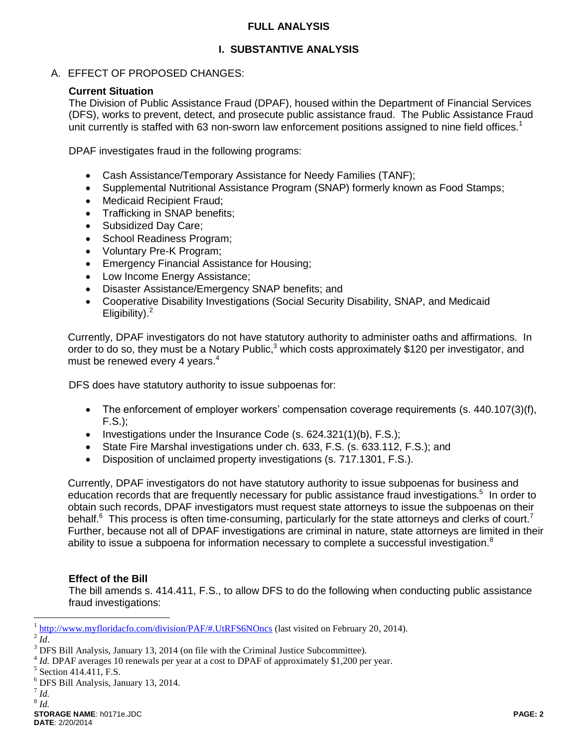# FULL ANALYSIS

## I. SUBSTANTIVE ANALYSIS

### A. EFFECT OF PROPOSED CHANGES:

**Current Situation**

The Division of Public Assistance Fraud (DPAF), housed within the Department of Financial Services (DFS), works to prevent, detect, and prosecute public assistance fraud. The Public Assistance Fraud unit currently is staffed with 63 non-sworn law enforcement positions assigned to nine field offices.[1]

DPAF investigates fraud in the following programs:

- Cash Assistance/Temporary Assistance for Needy Families (TANF);
- Supplemental Nutritional Assistance Program (SNAP) formerly known as Food Stamps;
- Medicaid Recipient Fraud;
- Trafficking in SNAP benefits;
- Subsidized Day Care;
- School Readiness Program;
- Voluntary Pre-K Program;
- Emergency Financial Assistance for Housing;
- Low Income Energy Assistance;
- Disaster Assistance/Emergency SNAP benefits; and
- Cooperative Disability Investigations (Social Security Disability, SNAP, and Medicaid Eligibility).[2]

Currently, DPAF investigators do not have statutory authority to administer oaths and affirmations. In order to do so, they must be a Notary Public,[3] which costs approximately $120 per investigator, and must be renewed every 4 years.[4]

DFS does have statutory authority to issue subpoenas for:

- The enforcement of employer workers' compensation coverage requirements (s. 440.107(3)(f), F.S.);
- Investigations under the Insurance Code (s. 624.321(1)(b), F.S.);
- State Fire Marshal investigations under ch. 633, F.S. (s. 633.112, F.S.); and
- Disposition of unclaimed property investigations (s. 717.1301, F.S.).

Currently, DPAF investigators do not have statutory authority to issue subpoenas for business and education records that are frequently necessary for public assistance fraud investigations.[5] In order to obtain such records, DPAF investigators must request state attorneys to issue the subpoenas on their behalf.[6] This process is often time-consuming, particularly for the state attorneys and clerks of court.[7] Further, because not all of DPAF investigations are criminal in nature, state attorneys are limited in their ability to issue a subpoena for information necessary to complete a successful investigation.[8]

**Effect of the Bill**

The bill amends s. 414.411, F.S., to allow DFS to do the following when conducting public assistance fraud investigations:

---

[1] http://www.myfloridacfo.com/division/PAF/#.UtRFS6NOncs (last visited on February 20, 2014).

[2] *Id*.

[3] DFS Bill Analysis, January 13, 2014 (on file with the Criminal Justice Subcommittee).

[4] *Id.* DPAF averages 10 renewals per year at a cost to DPAF of approximately $1,200 per year.

[5] Section 414.411, F.S.

[6] DFS Bill Analysis, January 13, 2014.

[7] *Id.*

[8] *Id.*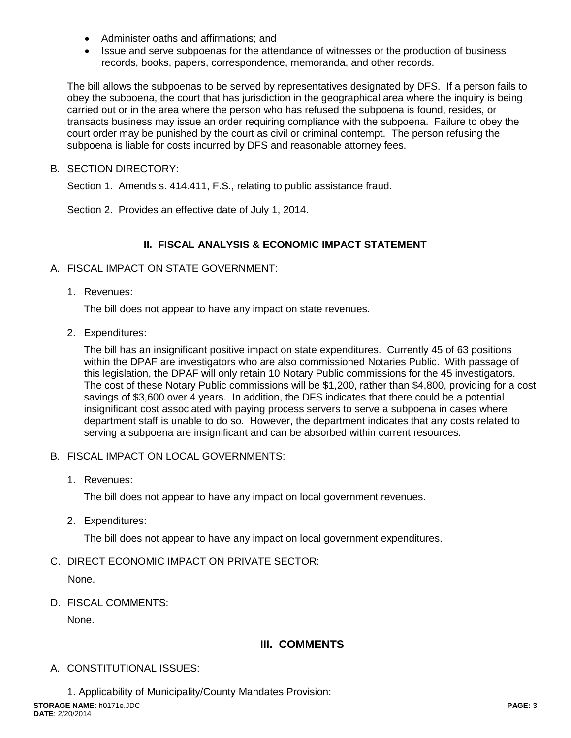- Administer oaths and affirmations; and
- Issue and serve subpoenas for the attendance of witnesses or the production of business records, books, papers, correspondence, memoranda, and other records.

The bill allows the subpoenas to be served by representatives designated by DFS. If a person fails to obey the subpoena, the court that has jurisdiction in the geographical area where the inquiry is being carried out or in the area where the person who has refused the subpoena is found, resides, or transacts business may issue an order requiring compliance with the subpoena. Failure to obey the court order may be punished by the court as civil or criminal contempt. The person refusing the subpoena is liable for costs incurred by DFS and reasonable attorney fees.

B. SECTION DIRECTORY:

Section 1. Amends s. 414.411, F.S., relating to public assistance fraud.

Section 2. Provides an effective date of July 1, 2014.

## II. FISCAL ANALYSIS & ECONOMIC IMPACT STATEMENT

A. FISCAL IMPACT ON STATE GOVERNMENT:

1. Revenues:

   The bill does not appear to have any impact on state revenues.

2. Expenditures:

   The bill has an insignificant positive impact on state expenditures. Currently 45 of 63 positions within the DPAF are investigators who are also commissioned Notaries Public. With passage of this legislation, the DPAF will only retain 10 Notary Public commissions for the 45 investigators. The cost of these Notary Public commissions will be $1,200, rather than $4,800, providing for a cost savings of $3,600 over 4 years. In addition, the DFS indicates that there could be a potential insignificant cost associated with paying process servers to serve a subpoena in cases where department staff is unable to do so. However, the department indicates that any costs related to serving a subpoena are insignificant and can be absorbed within current resources.

B. FISCAL IMPACT ON LOCAL GOVERNMENTS:

1. Revenues:

   The bill does not appear to have any impact on local government revenues.

2. Expenditures:

   The bill does not appear to have any impact on local government expenditures.

C. DIRECT ECONOMIC IMPACT ON PRIVATE SECTOR:

None.

D. FISCAL COMMENTS:

None.

## III. COMMENTS

A. CONSTITUTIONAL ISSUES:

1. Applicability of Municipality/County Mandates Provision: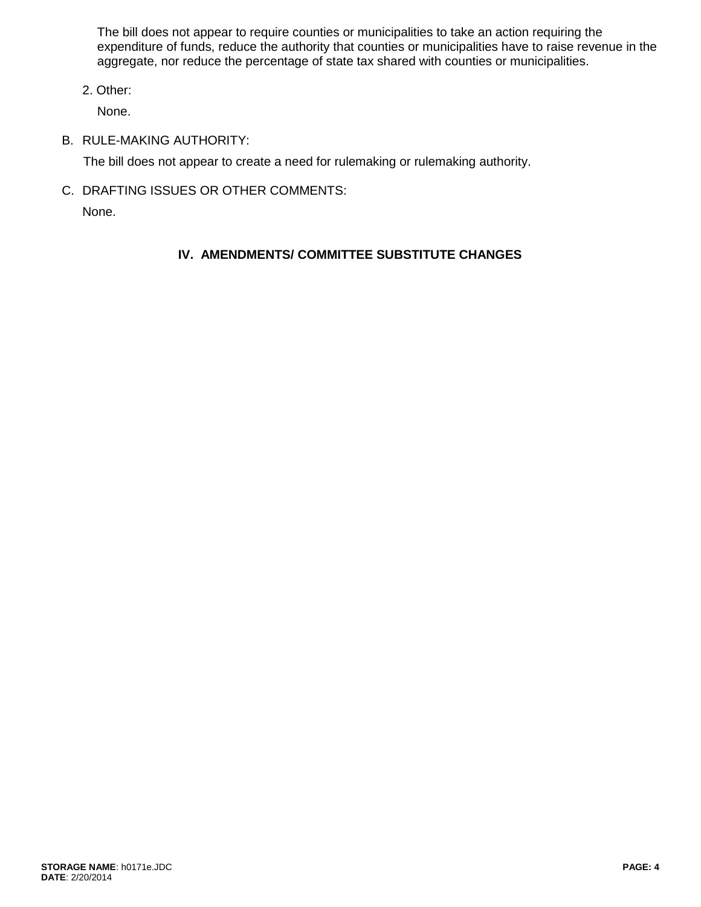The bill does not appear to require counties or municipalities to take an action requiring the expenditure of funds, reduce the authority that counties or municipalities have to raise revenue in the aggregate, nor reduce the percentage of state tax shared with counties or municipalities.

2. Other:

None.

B. RULE-MAKING AUTHORITY:

The bill does not appear to create a need for rulemaking or rulemaking authority.

C. DRAFTING ISSUES OR OTHER COMMENTS:

None.

## IV. AMENDMENTS/ COMMITTEE SUBSTITUTE CHANGES